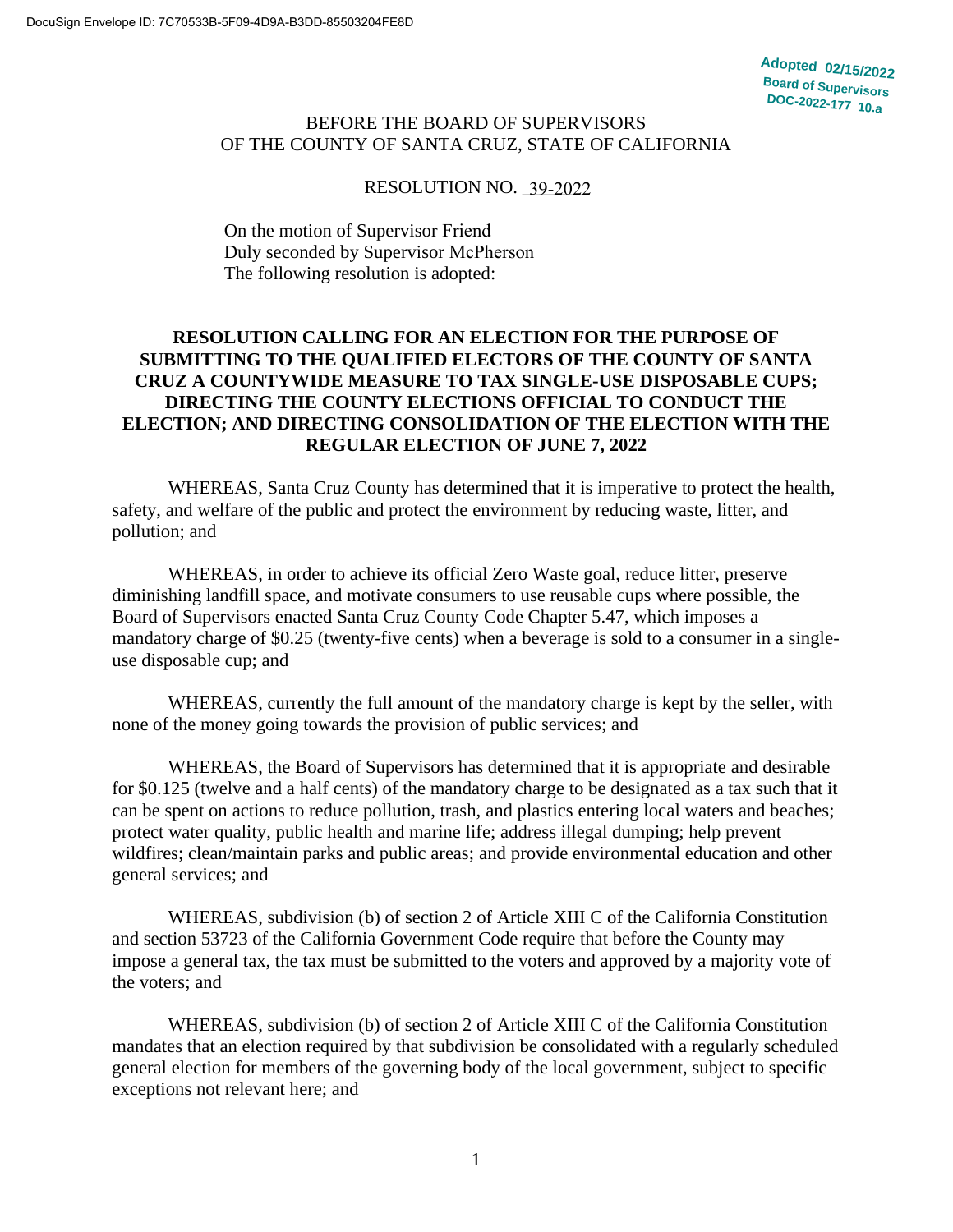DocuSign Envelope ID: 7C70533B-5F09-4D9A-B3DD-85503204FE8D

Adopted 02/15/2022
Board of Supervisors
DOC-2022-177 10.a

BEFORE THE BOARD OF SUPERVISORS
OF THE COUNTY OF SANTA CRUZ, STATE OF CALIFORNIA

RESOLUTION NO. 39-2022

On the motion of Supervisor Friend
Duly seconded by Supervisor McPherson
The following resolution is adopted:

**RESOLUTION CALLING FOR AN ELECTION FOR THE PURPOSE OF SUBMITTING TO THE QUALIFIED ELECTORS OF THE COUNTY OF SANTA CRUZ A COUNTYWIDE MEASURE TO TAX SINGLE-USE DISPOSABLE CUPS; DIRECTING THE COUNTY ELECTIONS OFFICIAL TO CONDUCT THE ELECTION; AND DIRECTING CONSOLIDATION OF THE ELECTION WITH THE REGULAR ELECTION OF JUNE 7, 2022**

WHEREAS, Santa Cruz County has determined that it is imperative to protect the health, safety, and welfare of the public and protect the environment by reducing waste, litter, and pollution; and

WHEREAS, in order to achieve its official Zero Waste goal, reduce litter, preserve diminishing landfill space, and motivate consumers to use reusable cups where possible, the Board of Supervisors enacted Santa Cruz County Code Chapter 5.47, which imposes a mandatory charge of $0.25 (twenty-five cents) when a beverage is sold to a consumer in a single-use disposable cup; and

WHEREAS, currently the full amount of the mandatory charge is kept by the seller, with none of the money going towards the provision of public services; and

WHEREAS, the Board of Supervisors has determined that it is appropriate and desirable for $0.125 (twelve and a half cents) of the mandatory charge to be designated as a tax such that it can be spent on actions to reduce pollution, trash, and plastics entering local waters and beaches; protect water quality, public health and marine life; address illegal dumping; help prevent wildfires; clean/maintain parks and public areas; and provide environmental education and other general services; and

WHEREAS, subdivision (b) of section 2 of Article XIII C of the California Constitution and section 53723 of the California Government Code require that before the County may impose a general tax, the tax must be submitted to the voters and approved by a majority vote of the voters; and

WHEREAS, subdivision (b) of section 2 of Article XIII C of the California Constitution mandates that an election required by that subdivision be consolidated with a regularly scheduled general election for members of the governing body of the local government, subject to specific exceptions not relevant here; and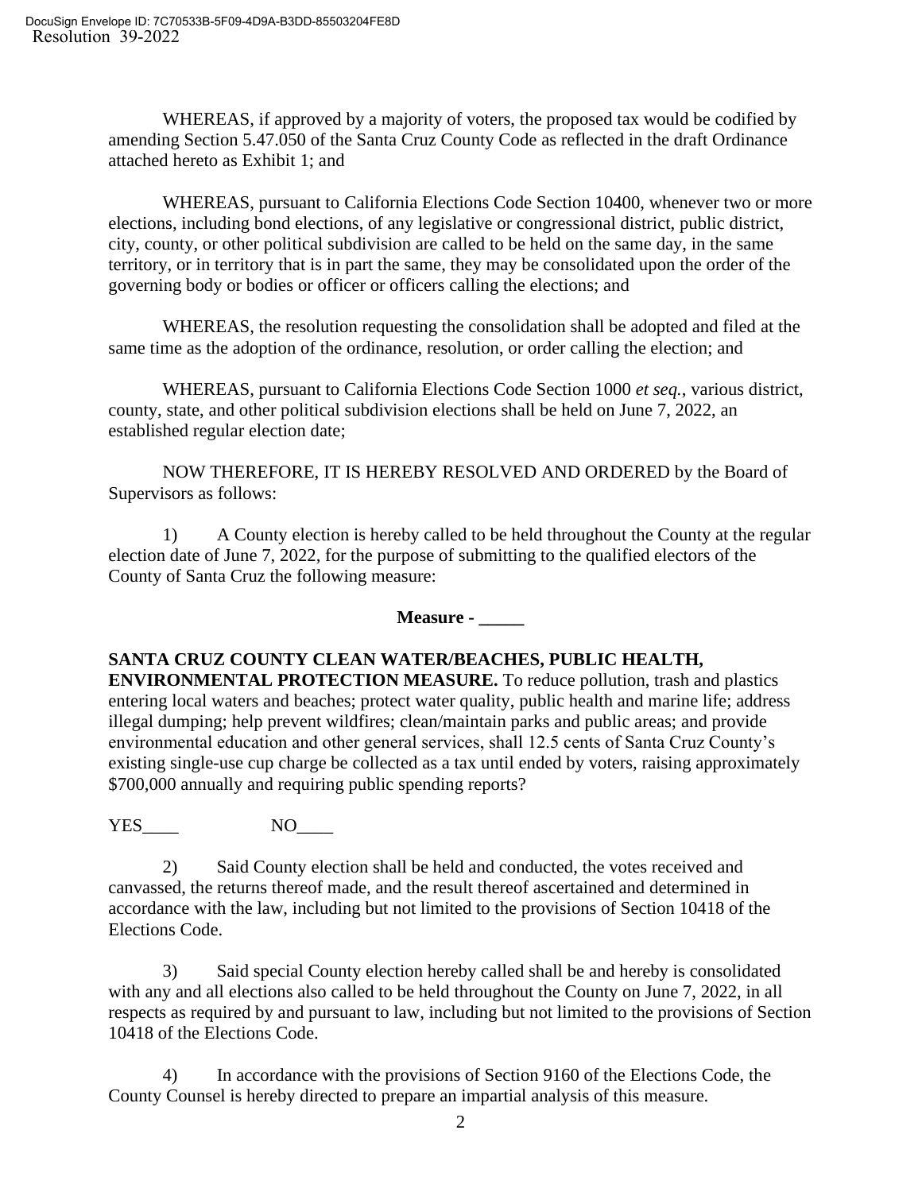WHEREAS, if approved by a majority of voters, the proposed tax would be codified by amending Section 5.47.050 of the Santa Cruz County Code as reflected in the draft Ordinance attached hereto as Exhibit 1; and

WHEREAS, pursuant to California Elections Code Section 10400, whenever two or more elections, including bond elections, of any legislative or congressional district, public district, city, county, or other political subdivision are called to be held on the same day, in the same territory, or in territory that is in part the same, they may be consolidated upon the order of the governing body or bodies or officer or officers calling the elections; and

WHEREAS, the resolution requesting the consolidation shall be adopted and filed at the same time as the adoption of the ordinance, resolution, or order calling the election; and

WHEREAS, pursuant to California Elections Code Section 1000 *et seq.*, various district, county, state, and other political subdivision elections shall be held on June 7, 2022, an established regular election date;

NOW THEREFORE, IT IS HEREBY RESOLVED AND ORDERED by the Board of Supervisors as follows:

1) A County election is hereby called to be held throughout the County at the regular election date of June 7, 2022, for the purpose of submitting to the qualified electors of the County of Santa Cruz the following measure:

**Measure - _____**

**SANTA CRUZ COUNTY CLEAN WATER/BEACHES, PUBLIC HEALTH, ENVIRONMENTAL PROTECTION MEASURE.** To reduce pollution, trash and plastics entering local waters and beaches; protect water quality, public health and marine life; address illegal dumping; help prevent wildfires; clean/maintain parks and public areas; and provide environmental education and other general services, shall 12.5 cents of Santa Cruz County's existing single-use cup charge be collected as a tax until ended by voters, raising approximately $700,000 annually and requiring public spending reports?

YES____ NO____

2) Said County election shall be held and conducted, the votes received and canvassed, the returns thereof made, and the result thereof ascertained and determined in accordance with the law, including but not limited to the provisions of Section 10418 of the Elections Code.

3) Said special County election hereby called shall be and hereby is consolidated with any and all elections also called to be held throughout the County on June 7, 2022, in all respects as required by and pursuant to law, including but not limited to the provisions of Section 10418 of the Elections Code.

4) In accordance with the provisions of Section 9160 of the Elections Code, the County Counsel is hereby directed to prepare an impartial analysis of this measure.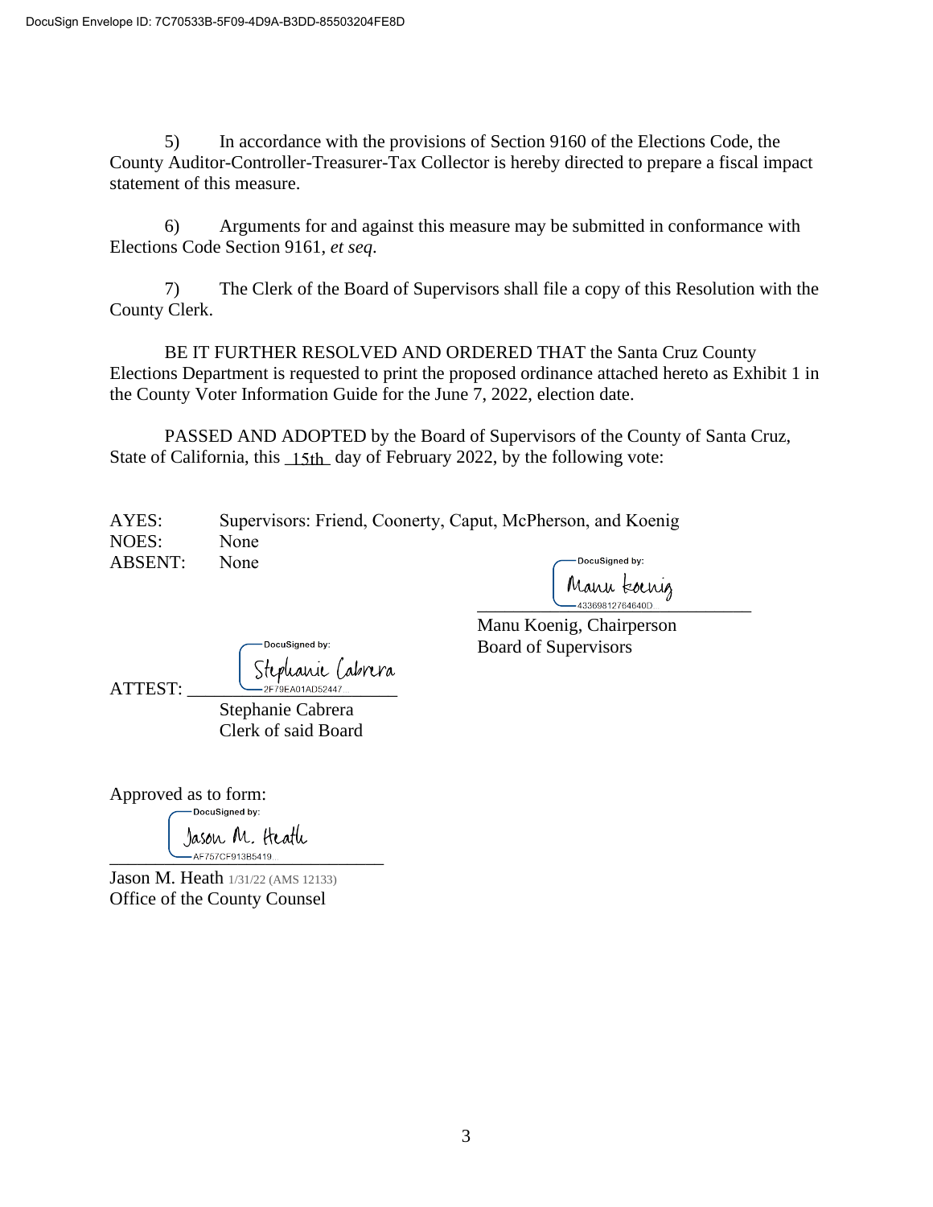DocuSign Envelope ID: 7C70533B-5F09-4D9A-B3DD-85503204FE8D

5) In accordance with the provisions of Section 9160 of the Elections Code, the County Auditor-Controller-Treasurer-Tax Collector is hereby directed to prepare a fiscal impact statement of this measure.

6) Arguments for and against this measure may be submitted in conformance with Elections Code Section 9161, *et seq.*

7) The Clerk of the Board of Supervisors shall file a copy of this Resolution with the County Clerk.

BE IT FURTHER RESOLVED AND ORDERED THAT the Santa Cruz County Elections Department is requested to print the proposed ordinance attached hereto as Exhibit 1 in the County Voter Information Guide for the June 7, 2022, election date.

PASSED AND ADOPTED by the Board of Supervisors of the County of Santa Cruz, State of California, this 15th day of February 2022, by the following vote:

AYES: Supervisors: Friend, Coonerty, Caput, McPherson, and Koenig
NOES: None
ABSENT: None

DocuSigned by: Manu Koenig
43369812764640D...

Manu Koenig, Chairperson
Board of Supervisors

ATTEST: DocuSigned by: Stephanie Cabrera
2F79EA01AD52447...

Stephanie Cabrera
Clerk of said Board

Approved as to form:

DocuSigned by: Jason M. Heath
AF757CF913B5419...

Jason M. Heath 1/31/22 (AMS 12133)
Office of the County Counsel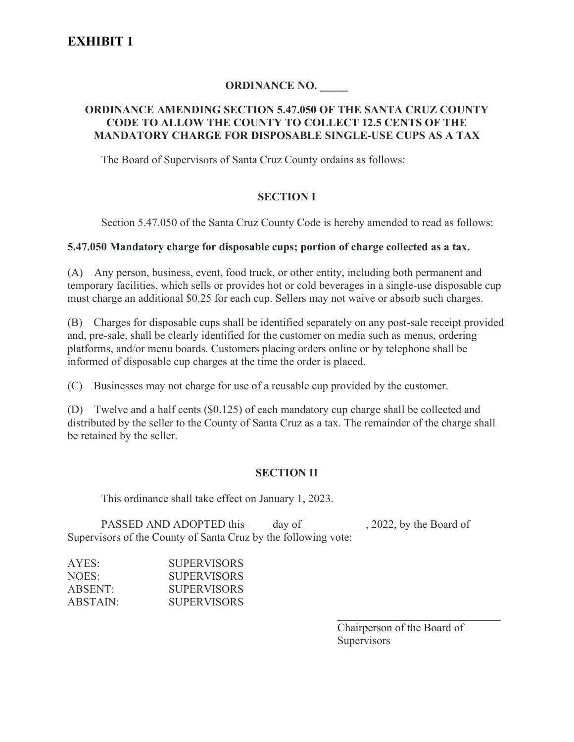# EXHIBIT 1

**ORDINANCE NO. _____**

**ORDINANCE AMENDING SECTION 5.47.050 OF THE SANTA CRUZ COUNTY CODE TO ALLOW THE COUNTY TO COLLECT 12.5 CENTS OF THE MANDATORY CHARGE FOR DISPOSABLE SINGLE-USE CUPS AS A TAX**

The Board of Supervisors of Santa Cruz County ordains as follows:

**SECTION I**

Section 5.47.050 of the Santa Cruz County Code is hereby amended to read as follows:

**5.47.050 Mandatory charge for disposable cups; portion of charge collected as a tax.**

(A) Any person, business, event, food truck, or other entity, including both permanent and temporary facilities, which sells or provides hot or cold beverages in a single-use disposable cup must charge an additional $0.25 for each cup. Sellers may not waive or absorb such charges.

(B) Charges for disposable cups shall be identified separately on any post-sale receipt provided and, pre-sale, shall be clearly identified for the customer on media such as menus, ordering platforms, and/or menu boards. Customers placing orders online or by telephone shall be informed of disposable cup charges at the time the order is placed.

(C) Businesses may not charge for use of a reusable cup provided by the customer.

(D) Twelve and a half cents ($0.125) of each mandatory cup charge shall be collected and distributed by the seller to the County of Santa Cruz as a tax. The remainder of the charge shall be retained by the seller.

**SECTION II**

This ordinance shall take effect on January 1, 2023.

PASSED AND ADOPTED this ____ day of ___________, 2022, by the Board of Supervisors of the County of Santa Cruz by the following vote:

AYES: SUPERVISORS
NOES: SUPERVISORS
ABSENT: SUPERVISORS
ABSTAIN: SUPERVISORS

______________________________
Chairperson of the Board of Supervisors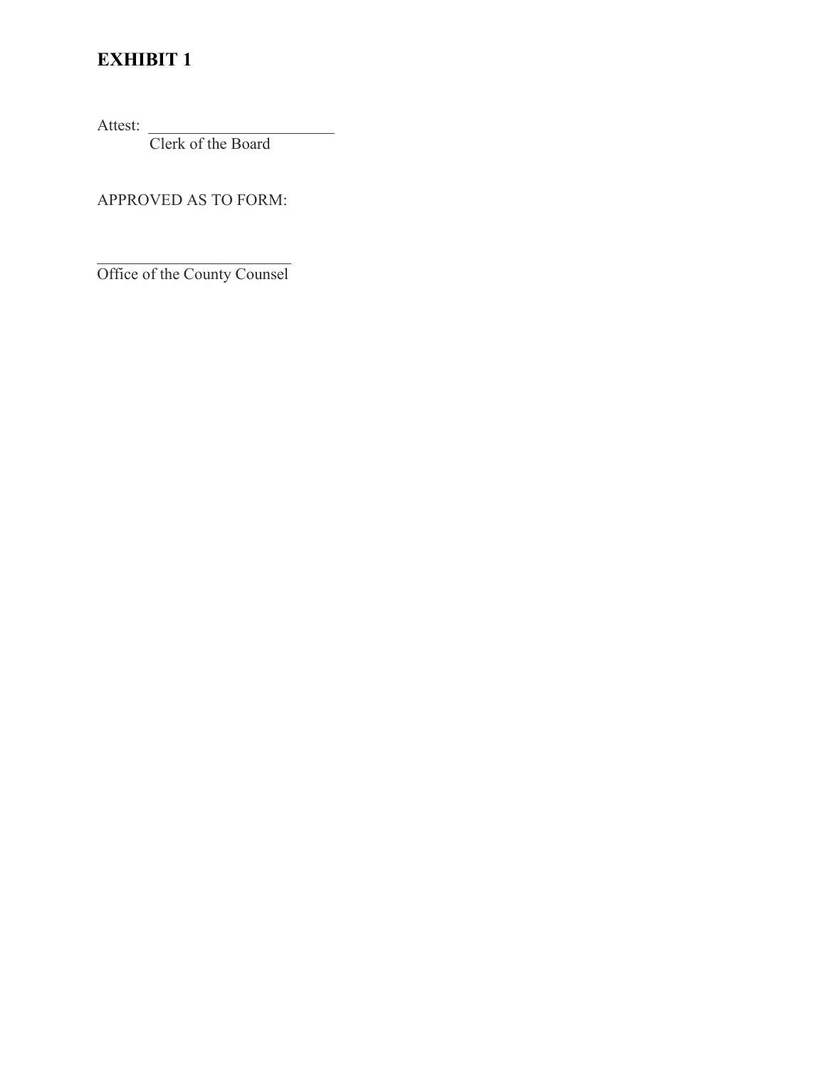# EXHIBIT 1

Attest: ________________________
Clerk of the Board

APPROVED AS TO FORM:

________________________
Office of the County Counsel